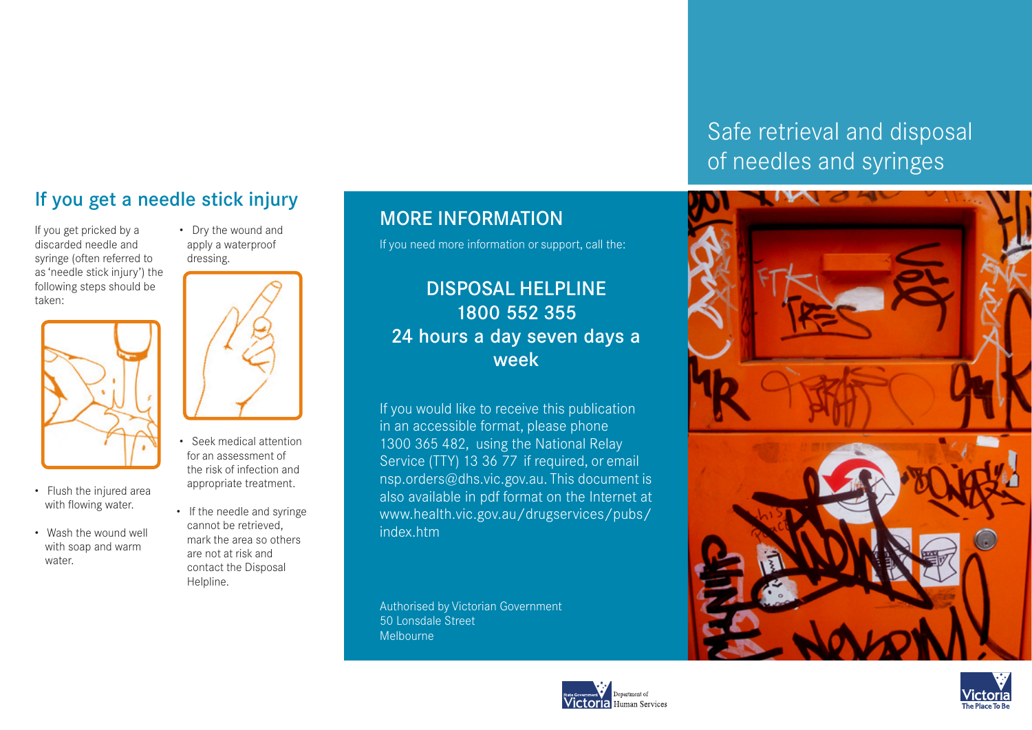## If you get a needle stick injury

If you get pricked by a discarded needle and syringe (often referred to as 'needle stick injury') the following steps should be taken:

- Flush the injured area with flowing water.
- Wash the wound well with soap and warm water.
- Dry the wound and apply a waterproof dressing.
- Seek medical attention for an assessment of the risk of infection and appropriate treatment.
- If the needle and syringe cannot be retrieved, mark the area so others are not at risk and contact the Disposal Helpline.

## MORE INFORMATION

If you need more information or support, call the:

**DISPOSAL HELPLINE**
**1800 552 355**
**24 hours a day seven days a week**

If you would like to receive this publication in an accessible format, please phone 1300 365 482, using the National Relay Service (TTY) 13 36 77 if required, or email nsp.orders@dhs.vic.gov.au. This document is also available in pdf format on the Internet at www.health.vic.gov.au/drugservices/pubs/index.htm

Authorised by Victorian Government
50 Lonsdale Street
Melbourne

# Safe retrieval and disposal of needles and syringes

State Government Victoria Department of Human Services

Victoria The Place To Be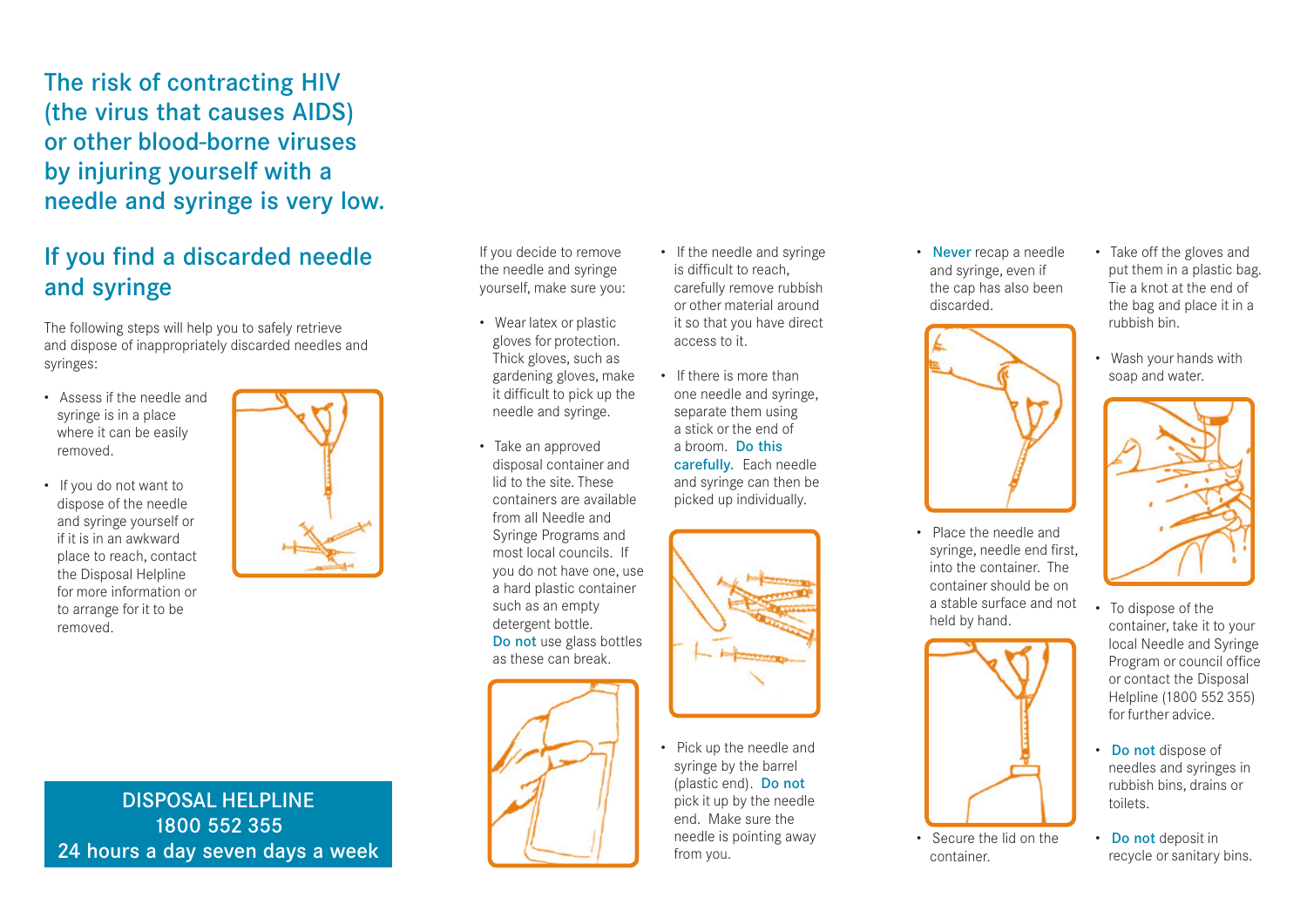## The risk of contracting HIV (the virus that causes AIDS) or other blood-borne viruses by injuring yourself with a needle and syringe is very low.

## If you find a discarded needle and syringe

The following steps will help you to safely retrieve and dispose of inappropriately discarded needles and syringes:

- Assess if the needle and syringe is in a place where it can be easily removed.
- If you do not want to dispose of the needle and syringe yourself or if it is in an awkward place to reach, contact the Disposal Helpline for more information or to arrange for it to be removed.

**DISPOSAL HELPLINE**
**1800 552 355**
**24 hours a day seven days a week**

If you decide to remove the needle and syringe yourself, make sure you:

- Wear latex or plastic gloves for protection. Thick gloves, such as gardening gloves, make it difficult to pick up the needle and syringe.
- Take an approved disposal container and lid to the site. These containers are available from all Needle and Syringe Programs and most local councils. If you do not have one, use a hard plastic container such as an empty detergent bottle. **Do not** use glass bottles as these can break.
- If the needle and syringe is difficult to reach, carefully remove rubbish or other material around it so that you have direct access to it.
- If there is more than one needle and syringe, separate them using a stick or the end of a broom. **Do this carefully.** Each needle and syringe can then be picked up individually.
- Pick up the needle and syringe by the barrel (plastic end). **Do not** pick it up by the needle end. Make sure the needle is pointing away from you.
- **Never** recap a needle and syringe, even if the cap has also been discarded.
- Place the needle and syringe, needle end first, into the container. The container should be on a stable surface and not held by hand.
- Secure the lid on the container.
- Take off the gloves and put them in a plastic bag. Tie a knot at the end of the bag and place it in a rubbish bin.
- Wash your hands with soap and water.
- To dispose of the container, take it to your local Needle and Syringe Program or council office or contact the Disposal Helpline (1800 552 355) for further advice.
- **Do not** dispose of needles and syringes in rubbish bins, drains or toilets.
- **Do not** deposit in recycle or sanitary bins.